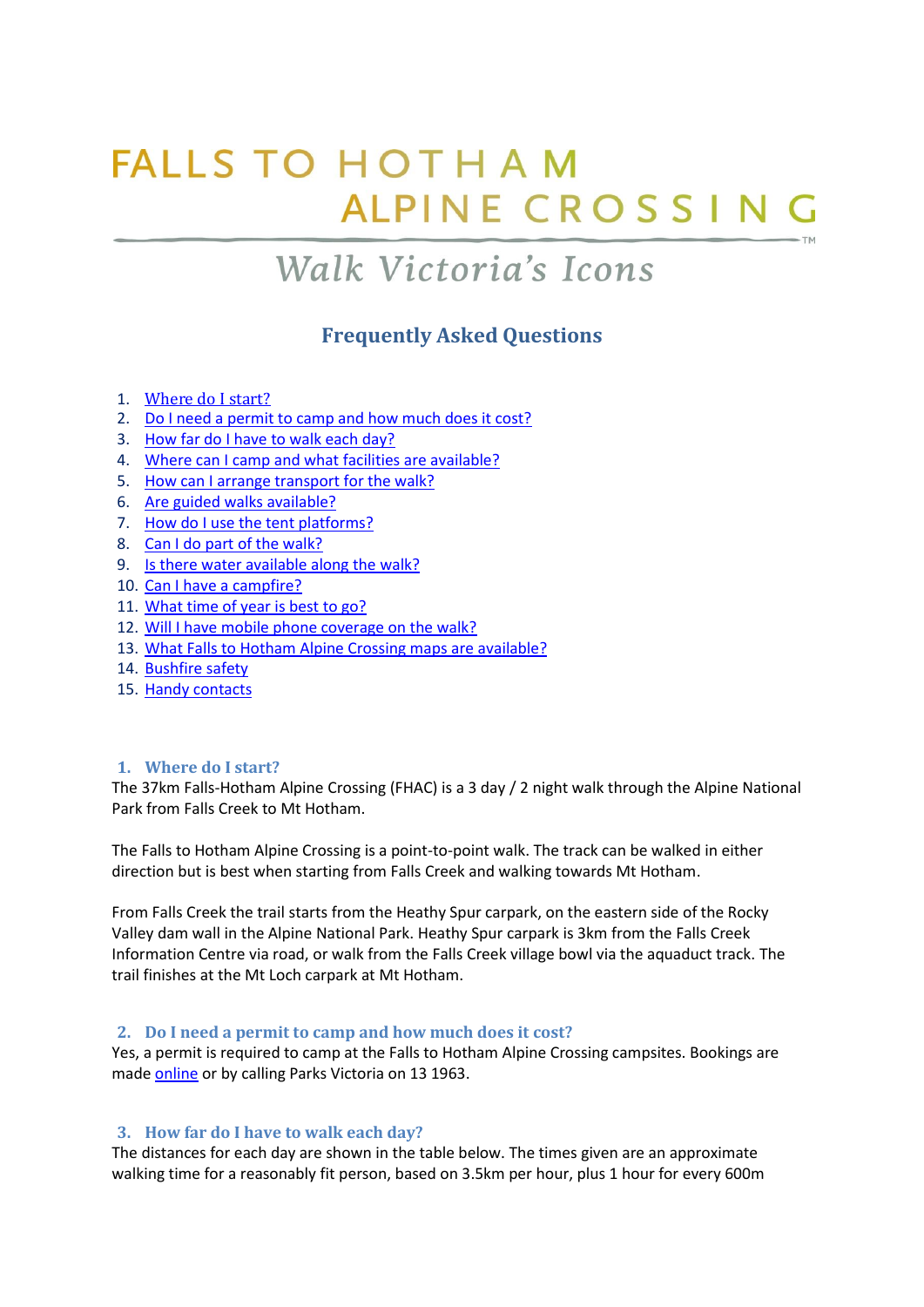# FALLS TO HOTHAM ALPINE CROSSING™

## *Walk Victoria's Icons*

## Frequently Asked Questions

1. [Where do I start?](#)
2. [Do I need a permit to camp and how much does it cost?](#)
3. [How far do I have to walk each day?](#)
4. [Where can I camp and what facilities are available?](#)
5. [How can I arrange transport for the walk?](#)
6. [Are guided walks available?](#)
7. [How do I use the tent platforms?](#)
8. [Can I do part of the walk?](#)
9. [Is there water available along the walk?](#)
10. [Can I have a campfire?](#)
11. [What time of year is best to go?](#)
12. [Will I have mobile phone coverage on the walk?](#)
13. [What Falls to Hotham Alpine Crossing maps are available?](#)
14. [Bushfire safety](#)
15. [Handy contacts](#)

### 1. Where do I start?

The 37km Falls-Hotham Alpine Crossing (FHAC) is a 3 day / 2 night walk through the Alpine National Park from Falls Creek to Mt Hotham.

The Falls to Hotham Alpine Crossing is a point-to-point walk. The track can be walked in either direction but is best when starting from Falls Creek and walking towards Mt Hotham.

From Falls Creek the trail starts from the Heathy Spur carpark, on the eastern side of the Rocky Valley dam wall in the Alpine National Park. Heathy Spur carpark is 3km from the Falls Creek Information Centre via road, or walk from the Falls Creek village bowl via the aquaduct track. The trail finishes at the Mt Loch carpark at Mt Hotham.

### 2. Do I need a permit to camp and how much does it cost?

Yes, a permit is required to camp at the Falls to Hotham Alpine Crossing campsites. Bookings are made [online](#) or by calling Parks Victoria on 13 1963.

### 3. How far do I have to walk each day?

The distances for each day are shown in the table below. The times given are an approximate walking time for a reasonably fit person, based on 3.5km per hour, plus 1 hour for every 600m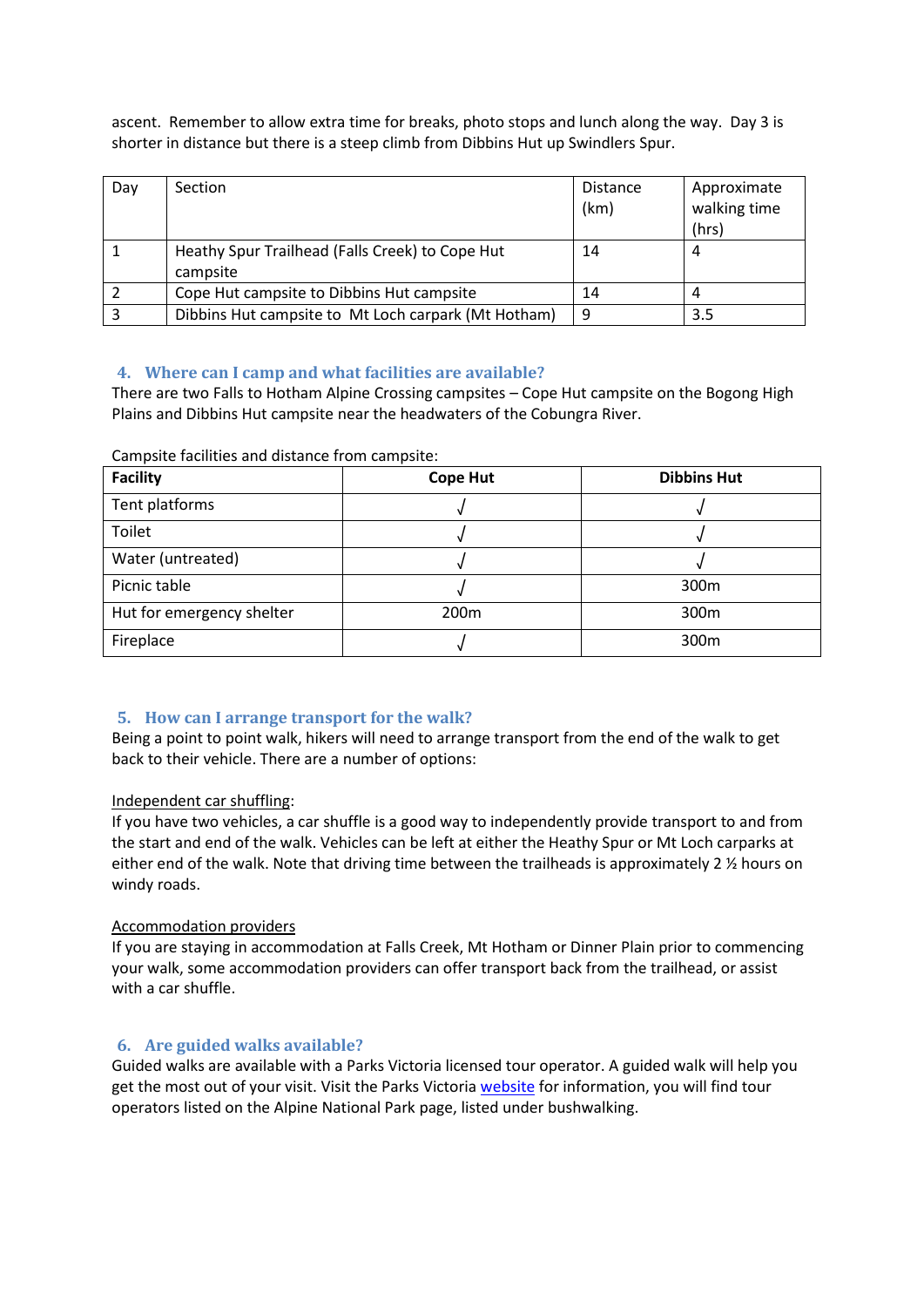ascent. Remember to allow extra time for breaks, photo stops and lunch along the way. Day 3 is shorter in distance but there is a steep climb from Dibbins Hut up Swindlers Spur.

| Day | Section | Distance (km) | Approximate walking time (hrs) |
|---|---|---|---|
| 1 | Heathy Spur Trailhead (Falls Creek) to Cope Hut campsite | 14 | 4 |
| 2 | Cope Hut campsite to Dibbins Hut campsite | 14 | 4 |
| 3 | Dibbins Hut campsite to Mt Loch carpark (Mt Hotham) | 9 | 3.5 |

## 4. Where can I camp and what facilities are available?

There are two Falls to Hotham Alpine Crossing campsites – Cope Hut campsite on the Bogong High Plains and Dibbins Hut campsite near the headwaters of the Cobungra River.

Campsite facilities and distance from campsite:

| Facility | Cope Hut | Dibbins Hut |
|---|---|---|
| Tent platforms | √ | √ |
| Toilet | √ | √ |
| Water (untreated) | √ | √ |
| Picnic table | √ | 300m |
| Hut for emergency shelter | 200m | 300m |
| Fireplace | √ | 300m |

## 5. How can I arrange transport for the walk?

Being a point to point walk, hikers will need to arrange transport from the end of the walk to get back to their vehicle. There are a number of options:

Independent car shuffling:

If you have two vehicles, a car shuffle is a good way to independently provide transport to and from the start and end of the walk. Vehicles can be left at either the Heathy Spur or Mt Loch carparks at either end of the walk. Note that driving time between the trailheads is approximately 2 ½ hours on windy roads.

Accommodation providers

If you are staying in accommodation at Falls Creek, Mt Hotham or Dinner Plain prior to commencing your walk, some accommodation providers can offer transport back from the trailhead, or assist with a car shuffle.

## 6. Are guided walks available?

Guided walks are available with a Parks Victoria licensed tour operator. A guided walk will help you get the most out of your visit. Visit the Parks Victoria website for information, you will find tour operators listed on the Alpine National Park page, listed under bushwalking.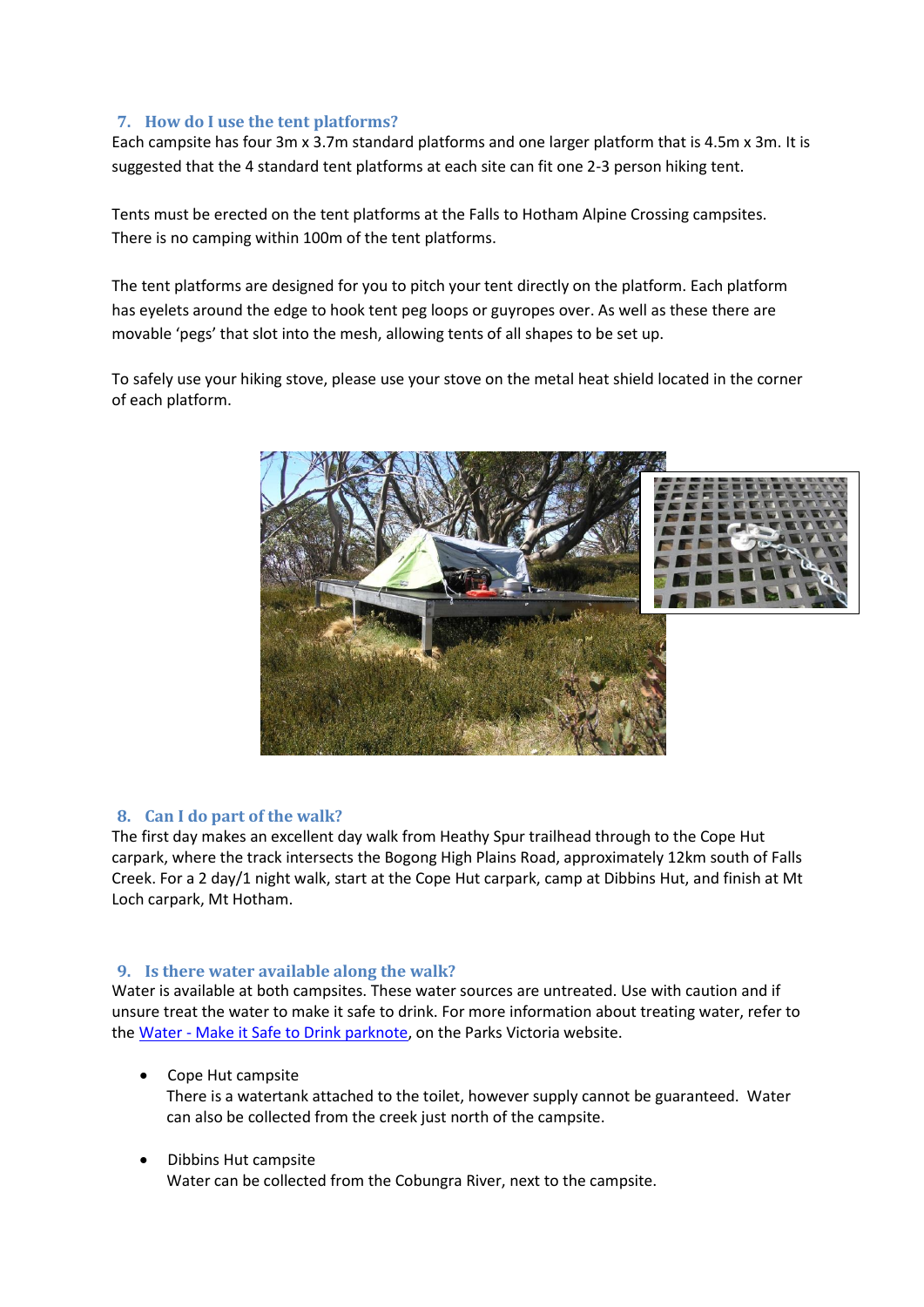## 7. How do I use the tent platforms?

Each campsite has four 3m x 3.7m standard platforms and one larger platform that is 4.5m x 3m. It is suggested that the 4 standard tent platforms at each site can fit one 2-3 person hiking tent.

Tents must be erected on the tent platforms at the Falls to Hotham Alpine Crossing campsites. There is no camping within 100m of the tent platforms.

The tent platforms are designed for you to pitch your tent directly on the platform. Each platform has eyelets around the edge to hook tent peg loops or guyropes over. As well as these there are movable 'pegs' that slot into the mesh, allowing tents of all shapes to be set up.

To safely use your hiking stove, please use your stove on the metal heat shield located in the corner of each platform.

## 8. Can I do part of the walk?

The first day makes an excellent day walk from Heathy Spur trailhead through to the Cope Hut carpark, where the track intersects the Bogong High Plains Road, approximately 12km south of Falls Creek. For a 2 day/1 night walk, start at the Cope Hut carpark, camp at Dibbins Hut, and finish at Mt Loch carpark, Mt Hotham.

## 9. Is there water available along the walk?

Water is available at both campsites. These water sources are untreated. Use with caution and if unsure treat the water to make it safe to drink. For more information about treating water, refer to the [Water - Make it Safe to Drink parknote], on the Parks Victoria website.

- Cope Hut campsite
  There is a watertank attached to the toilet, however supply cannot be guaranteed. Water can also be collected from the creek just north of the campsite.

- Dibbins Hut campsite
  Water can be collected from the Cobungra River, next to the campsite.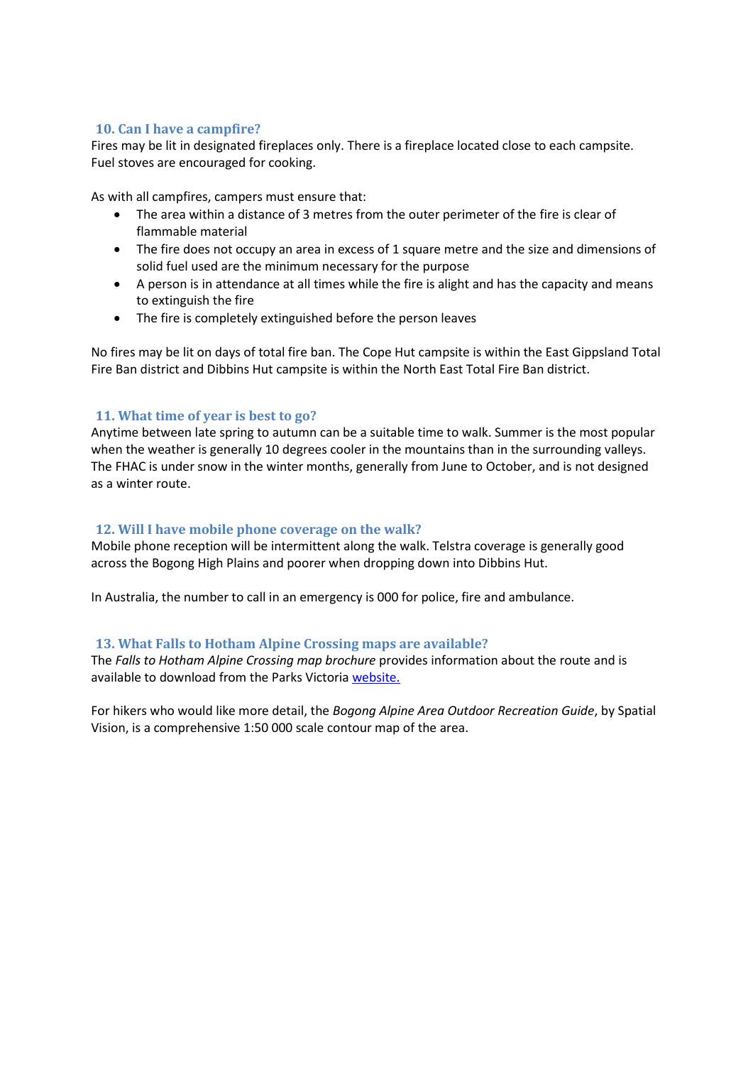### 10. Can I have a campfire?

Fires may be lit in designated fireplaces only. There is a fireplace located close to each campsite. Fuel stoves are encouraged for cooking.

As with all campfires, campers must ensure that:

- The area within a distance of 3 metres from the outer perimeter of the fire is clear of flammable material
- The fire does not occupy an area in excess of 1 square metre and the size and dimensions of solid fuel used are the minimum necessary for the purpose
- A person is in attendance at all times while the fire is alight and has the capacity and means to extinguish the fire
- The fire is completely extinguished before the person leaves

No fires may be lit on days of total fire ban. The Cope Hut campsite is within the East Gippsland Total Fire Ban district and Dibbins Hut campsite is within the North East Total Fire Ban district.

### 11. What time of year is best to go?

Anytime between late spring to autumn can be a suitable time to walk. Summer is the most popular when the weather is generally 10 degrees cooler in the mountains than in the surrounding valleys. The FHAC is under snow in the winter months, generally from June to October, and is not designed as a winter route.

### 12. Will I have mobile phone coverage on the walk?

Mobile phone reception will be intermittent along the walk. Telstra coverage is generally good across the Bogong High Plains and poorer when dropping down into Dibbins Hut.

In Australia, the number to call in an emergency is 000 for police, fire and ambulance.

### 13. What Falls to Hotham Alpine Crossing maps are available?

The *Falls to Hotham Alpine Crossing map brochure* provides information about the route and is available to download from the Parks Victoria website.

For hikers who would like more detail, the *Bogong Alpine Area Outdoor Recreation Guide*, by Spatial Vision, is a comprehensive 1:50 000 scale contour map of the area.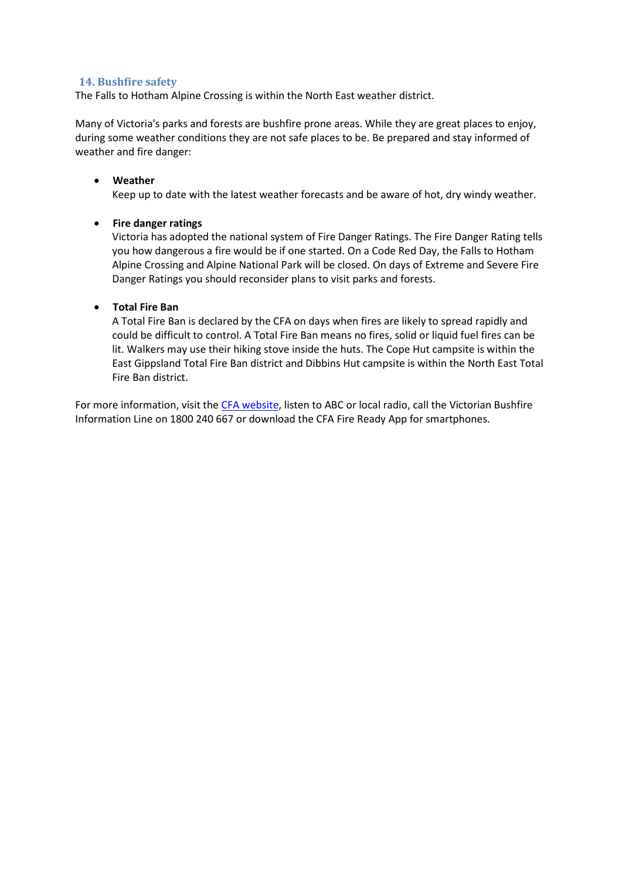## 14. Bushfire safety

The Falls to Hotham Alpine Crossing is within the North East weather district.

Many of Victoria's parks and forests are bushfire prone areas. While they are great places to enjoy, during some weather conditions they are not safe places to be. Be prepared and stay informed of weather and fire danger:

- **Weather**
  Keep up to date with the latest weather forecasts and be aware of hot, dry windy weather.

- **Fire danger ratings**
  Victoria has adopted the national system of Fire Danger Ratings. The Fire Danger Rating tells you how dangerous a fire would be if one started. On a Code Red Day, the Falls to Hotham Alpine Crossing and Alpine National Park will be closed. On days of Extreme and Severe Fire Danger Ratings you should reconsider plans to visit parks and forests.

- **Total Fire Ban**
  A Total Fire Ban is declared by the CFA on days when fires are likely to spread rapidly and could be difficult to control. A Total Fire Ban means no fires, solid or liquid fuel fires can be lit. Walkers may use their hiking stove inside the huts. The Cope Hut campsite is within the East Gippsland Total Fire Ban district and Dibbins Hut campsite is within the North East Total Fire Ban district.

For more information, visit the CFA website, listen to ABC or local radio, call the Victorian Bushfire Information Line on 1800 240 667 or download the CFA Fire Ready App for smartphones.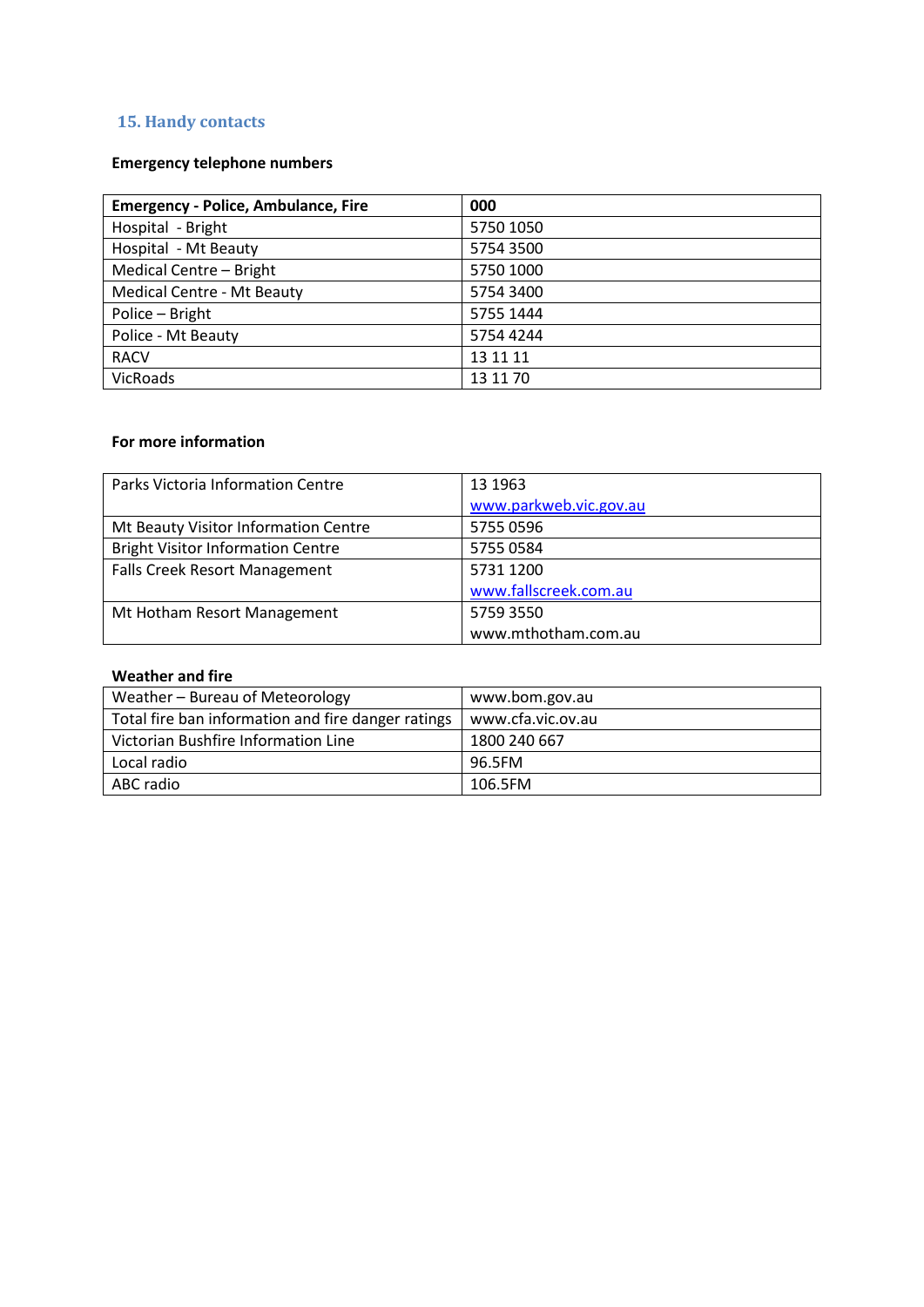## 15. Handy contacts

**Emergency telephone numbers**

| **Emergency - Police, Ambulance, Fire** | **000** |
|---|---|
| Hospital - Bright | 5750 1050 |
| Hospital - Mt Beauty | 5754 3500 |
| Medical Centre – Bright | 5750 1000 |
| Medical Centre - Mt Beauty | 5754 3400 |
| Police – Bright | 5755 1444 |
| Police - Mt Beauty | 5754 4244 |
| RACV | 13 11 11 |
| VicRoads | 13 11 70 |

**For more information**

| | |
|---|---|
| Parks Victoria Information Centre | 13 1963 www.parkweb.vic.gov.au |
| Mt Beauty Visitor Information Centre | 5755 0596 |
| Bright Visitor Information Centre | 5755 0584 |
| Falls Creek Resort Management | 5731 1200 www.fallscreek.com.au |
| Mt Hotham Resort Management | 5759 3550 www.mthotham.com.au |

**Weather and fire**

| | |
|---|---|
| Weather – Bureau of Meteorology | www.bom.gov.au |
| Total fire ban information and fire danger ratings | www.cfa.vic.ov.au |
| Victorian Bushfire Information Line | 1800 240 667 |
| Local radio | 96.5FM |
| ABC radio | 106.5FM |